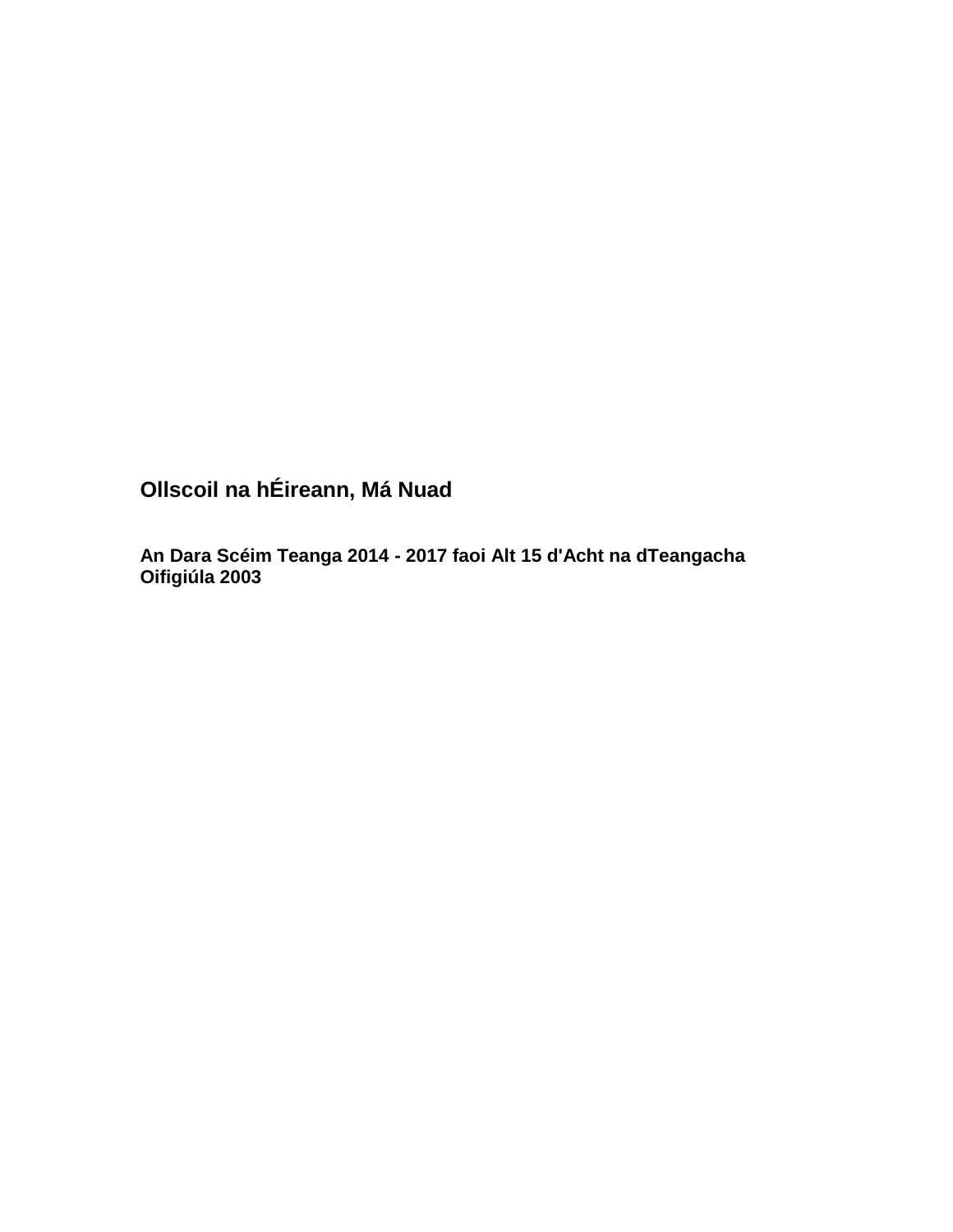# Ollscoil na hÉireann, Má Nuad

## An Dara Scéim Teanga 2014 - 2017 faoi Alt 15 d'Acht na dTeangacha Oifigiúla 2003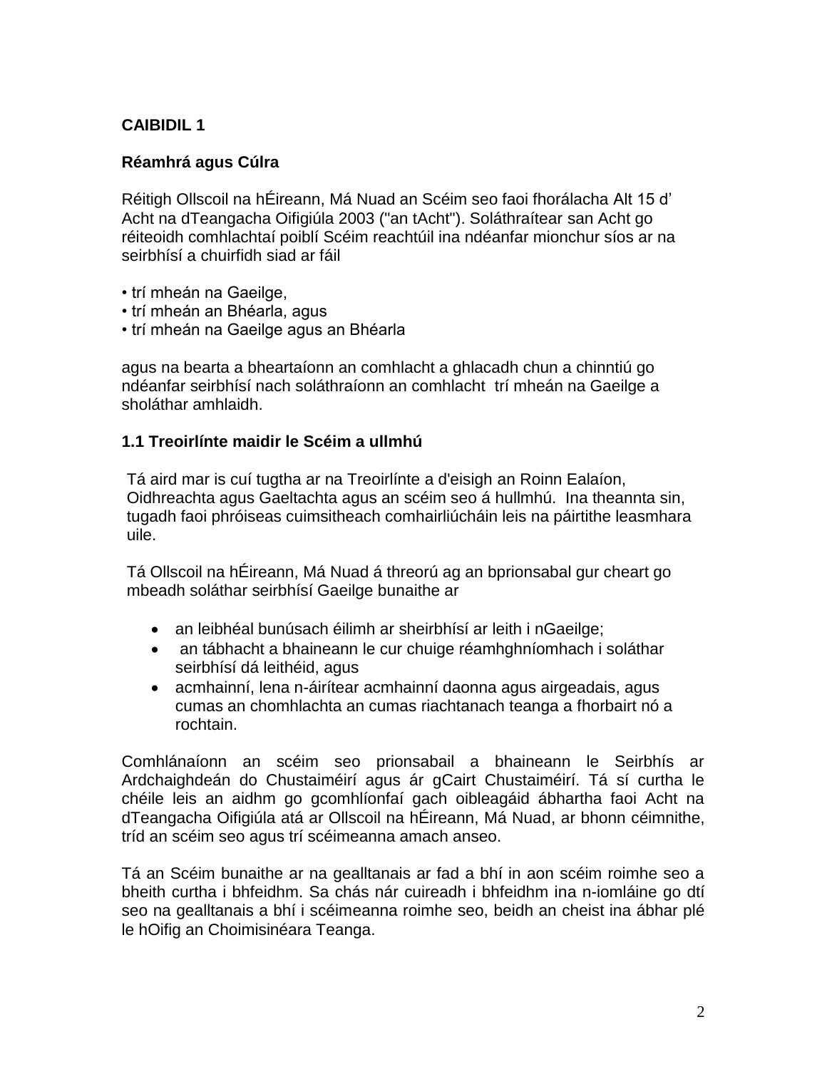## CAIBIDIL 1

### Réamhrá agus Cúlra

Réitigh Ollscoil na hÉireann, Má Nuad an Scéim seo faoi fhorálacha Alt 15 d' Acht na dTeangacha Oifigiúla 2003 ("an tAcht"). Soláthraítear san Acht go réiteoidh comhlachtaí poiblí Scéim reachtúil ina ndéanfar mionchur síos ar na seirbhísí a chuirfidh siad ar fáil

- trí mheán na Gaeilge,
- trí mheán an Bhéarla, agus
- trí mheán na Gaeilge agus an Bhéarla

agus na bearta a bheartaíonn an comhlacht a ghlacadh chun a chinntiú go ndéanfar seirbhísí nach soláthraíonn an comhlacht trí mheán na Gaeilge a sholáthar amhlaidh.

### 1.1 Treoirlínte maidir le Scéim a ullmhú

Tá aird mar is cuí tugtha ar na Treoirlínte a d'eisigh an Roinn Ealaíon, Oidhreachta agus Gaeltachta agus an scéim seo á hullmhú. Ina theannta sin, tugadh faoi phróiseas cuimsitheach comhairliúcháin leis na páirtithe leasmhara uile.

Tá Ollscoil na hÉireann, Má Nuad á threorú ag an bprionsabal gur cheart go mbeadh soláthar seirbhísí Gaeilge bunaithe ar

- an leibhéal bunúsach éilimh ar sheirbhísí ar leith i nGaeilge;
- an tábhacht a bhaineann le cur chuige réamhghníomhach i soláthar seirbhísí dá leithéid, agus
- acmhainní, lena n-áirítear acmhainní daonna agus airgeadais, agus cumas an chomhlachta an cumas riachtanach teanga a fhorbairt nó a rochtain.

Comhlánaíonn an scéim seo prionsabail a bhaineann le Seirbhís ar Ardchaighdeán do Chustaiméirí agus ár gCairt Chustaiméirí. Tá sí curtha le chéile leis an aidhm go gcomhlíonfaí gach oibleagáid ábhartha faoi Acht na dTeangacha Oifigiúla atá ar Ollscoil na hÉireann, Má Nuad, ar bhonn céimnithe, tríd an scéim seo agus trí scéimeanna amach anseo.

Tá an Scéim bunaithe ar na gealltanais ar fad a bhí in aon scéim roimhe seo a bheith curtha i bhfeidhm. Sa chás nár cuireadh i bhfeidhm ina n-iomláine go dtí seo na gealltanais a bhí i scéimeanna roimhe seo, beidh an cheist ina ábhar plé le hOifig an Choimisinéara Teanga.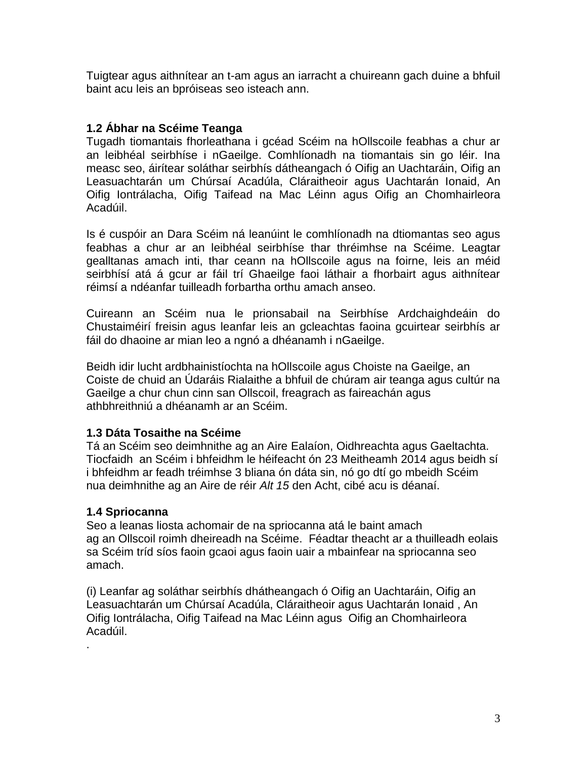Tuigtear agus aithnítear an t-am agus an iarracht a chuireann gach duine a bhfuil baint acu leis an bpróiseas seo isteach ann.

### 1.2 Ábhar na Scéime Teanga

Tugadh tiomantais fhorleathana i gcéad Scéim na hOllscoile feabhas a chur ar an leibhéal seirbhíse i nGaeilge. Comhlíonadh na tiomantais sin go léir. Ina measc seo, áirítear soláthar seirbhís dátheangach ó Oifig an Uachtaráin, Oifig an Leasuachtarán um Chúrsaí Acadúla, Cláraitheoir agus Uachtarán Ionaid, An Oifig Iontrálacha, Oifig Taifead na Mac Léinn agus Oifig an Chomhairleora Acadúil.

Is é cuspóir an Dara Scéim ná leanúint le comhlíonadh na dtiomantas seo agus feabhas a chur ar an leibhéal seirbhíse thar thréimhse na Scéime. Leagtar gealltanas amach inti, thar ceann na hOllscoile agus na foirne, leis an méid seirbhísí atá á gcur ar fáil trí Ghaeilge faoi láthair a fhorbairt agus aithnítear réimsí a ndéanfar tuilleadh forbartha orthu amach anseo.

Cuireann an Scéim nua le prionsabail na Seirbhíse Ardchaighdeáin do Chustaiméirí freisin agus leanfar leis an gcleachtas faoina gcuirtear seirbhís ar fáil do dhaoine ar mian leo a ngnó a dhéanamh i nGaeilge.

Beidh idir lucht ardbhainistíochta na hOllscoile agus Choiste na Gaeilge, an Coiste de chuid an Údaráis Rialaithe a bhfuil de chúram air teanga agus cultúr na Gaeilge a chur chun cinn san Ollscoil, freagrach as faireachán agus athbhreithniú a dhéanamh ar an Scéim.

### 1.3 Dáta Tosaithe na Scéime

Tá an Scéim seo deimhnithe ag an Aire Ealaíon, Oidhreachta agus Gaeltachta. Tiocfaidh an Scéim i bhfeidhm le héifeacht ón 23 Meitheamh 2014 agus beidh sí i bhfeidhm ar feadh tréimhse 3 bliana ón dáta sin, nó go dtí go mbeidh Scéim nua deimhnithe ag an Aire de réir *Alt 15* den Acht, cibé acu is déanaí.

### 1.4 Spriocanna

Seo a leanas liosta achomair de na spriocanna atá le baint amach ag an Ollscoil roimh dheireadh na Scéime. Féadtar theacht ar a thuilleadh eolais sa Scéim tríd síos faoin gcaoi agus faoin uair a mbainfear na spriocanna seo amach.

(i) Leanfar ag soláthar seirbhís dhátheangach ó Oifig an Uachtaráin, Oifig an Leasuachtarán um Chúrsaí Acadúla, Cláraitheoir agus Uachtarán Ionaid , An Oifig Iontrálacha, Oifig Taifead na Mac Léinn agus Oifig an Chomhairleora Acadúil.
.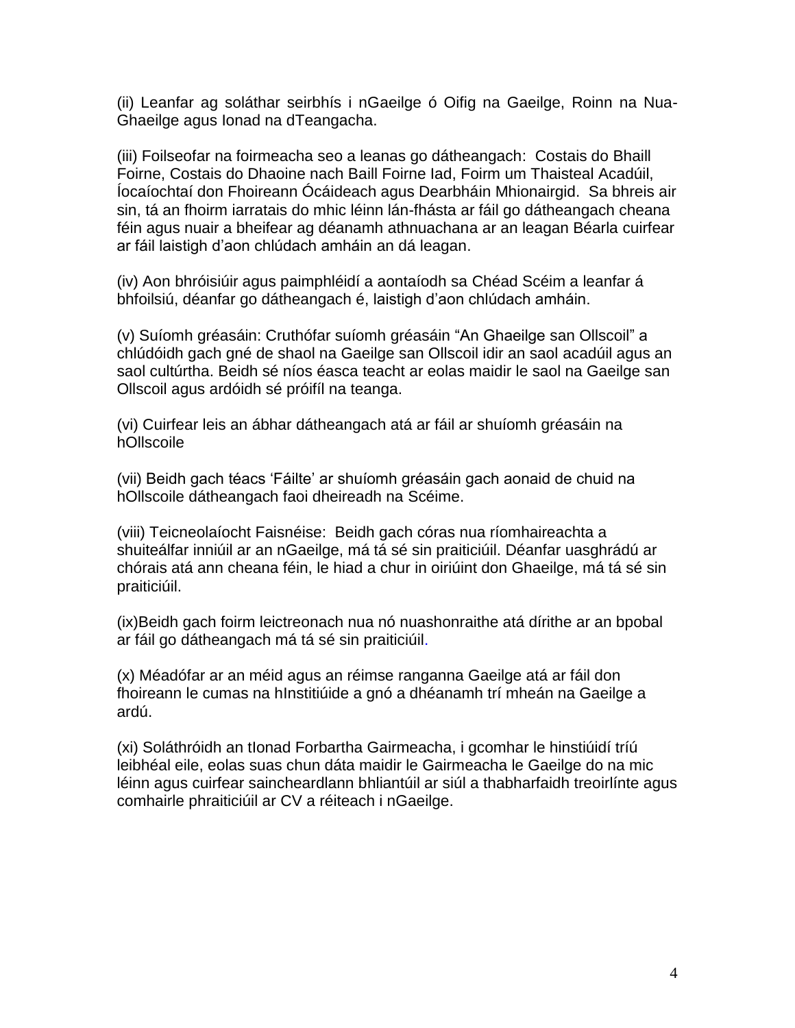(ii) Leanfar ag soláthar seirbhís i nGaeilge ó Oifig na Gaeilge, Roinn na Nua-Ghaeilge agus Ionad na dTeangacha.

(iii) Foilseofar na foirmeacha seo a leanas go dátheangach: Costais do Bhaill Foirne, Costais do Dhaoine nach Baill Foirne Iad, Foirm um Thaisteal Acadúil, Íocaíochtaí don Fhoireann Ócáideach agus Dearbháin Mhionairgid. Sa bhreis air sin, tá an fhoirm iarratais do mhic léinn lán-fhásta ar fáil go dátheangach cheana féin agus nuair a bheifear ag déanamh athnuachana ar an leagan Béarla cuirfear ar fáil laistigh d'aon chlúdach amháin an dá leagan.

(iv) Aon bhróisiúir agus paimphléidí a aontaíodh sa Chéad Scéim a leanfar á bhfoilsiú, déanfar go dátheangach é, laistigh d'aon chlúdach amháin.

(v) Suíomh gréasáin: Cruthófar suíomh gréasáin "An Ghaeilge san Ollscoil" a chlúdóidh gach gné de shaol na Gaeilge san Ollscoil idir an saol acadúil agus an saol cultúrtha. Beidh sé níos éasca teacht ar eolas maidir le saol na Gaeilge san Ollscoil agus ardóidh sé próifíl na teanga.

(vi) Cuirfear leis an ábhar dátheangach atá ar fáil ar shuíomh gréasáin na hOllscoile

(vii) Beidh gach téacs 'Fáilte' ar shuíomh gréasáin gach aonaid de chuid na hOllscoile dátheangach faoi dheireadh na Scéime.

(viii) Teicneolaíocht Faisnéise: Beidh gach córas nua ríomhaireachta a shuiteálfar inniúil ar an nGaeilge, má tá sé sin praiticiúil. Déanfar uasghrádú ar chórais atá ann cheana féin, le hiad a chur in oiriúint don Ghaeilge, má tá sé sin praiticiúil.

(ix)Beidh gach foirm leictreonach nua nó nuashonraithe atá dírithe ar an bpobal ar fáil go dátheangach má tá sé sin praiticiúil.

(x) Méadófar ar an méid agus an réimse ranganna Gaeilge atá ar fáil don fhoireann le cumas na hInstitiúide a gnó a dhéanamh trí mheán na Gaeilge a ardú.

(xi) Soláthróidh an tIonad Forbartha Gairmeacha, i gcomhar le hinstiúidí tríú leibhéal eile, eolas suas chun dáta maidir le Gairmeacha le Gaeilge do na mic léinn agus cuirfear saincheardlann bhliantúil ar siúl a thabharfaidh treoirlínte agus comhairle phraiticiúil ar CV a réiteach i nGaeilge.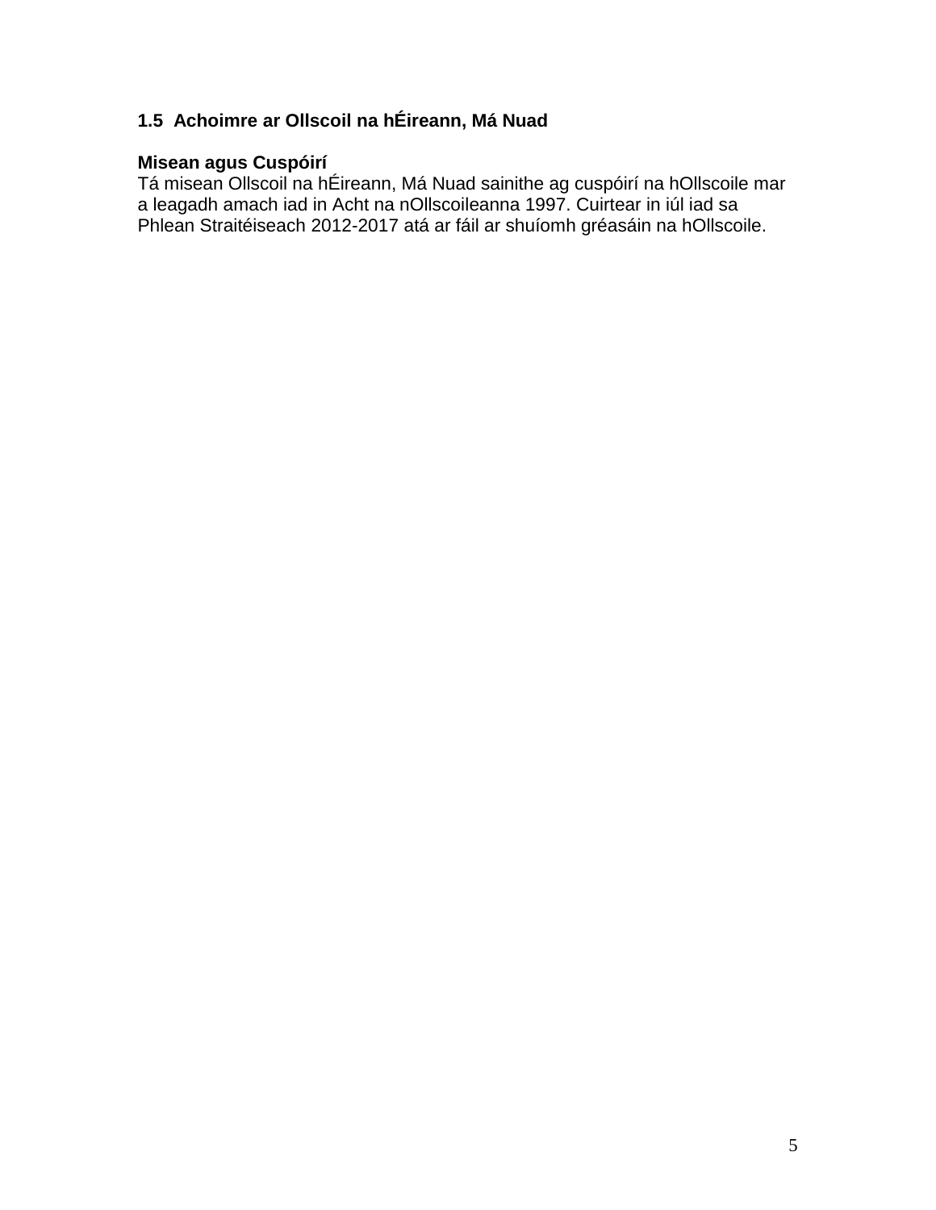## 1.5 Achoimre ar Ollscoil na hÉireann, Má Nuad

### Misean agus Cuspóirí

Tá misean Ollscoil na hÉireann, Má Nuad sainithe ag cuspóirí na hOllscoile mar a leagadh amach iad in Acht na nOllscoileanna 1997. Cuirtear in iúl iad sa Phlean Straitéiseach 2012-2017 atá ar fáil ar shuíomh gréasáin na hOllscoile.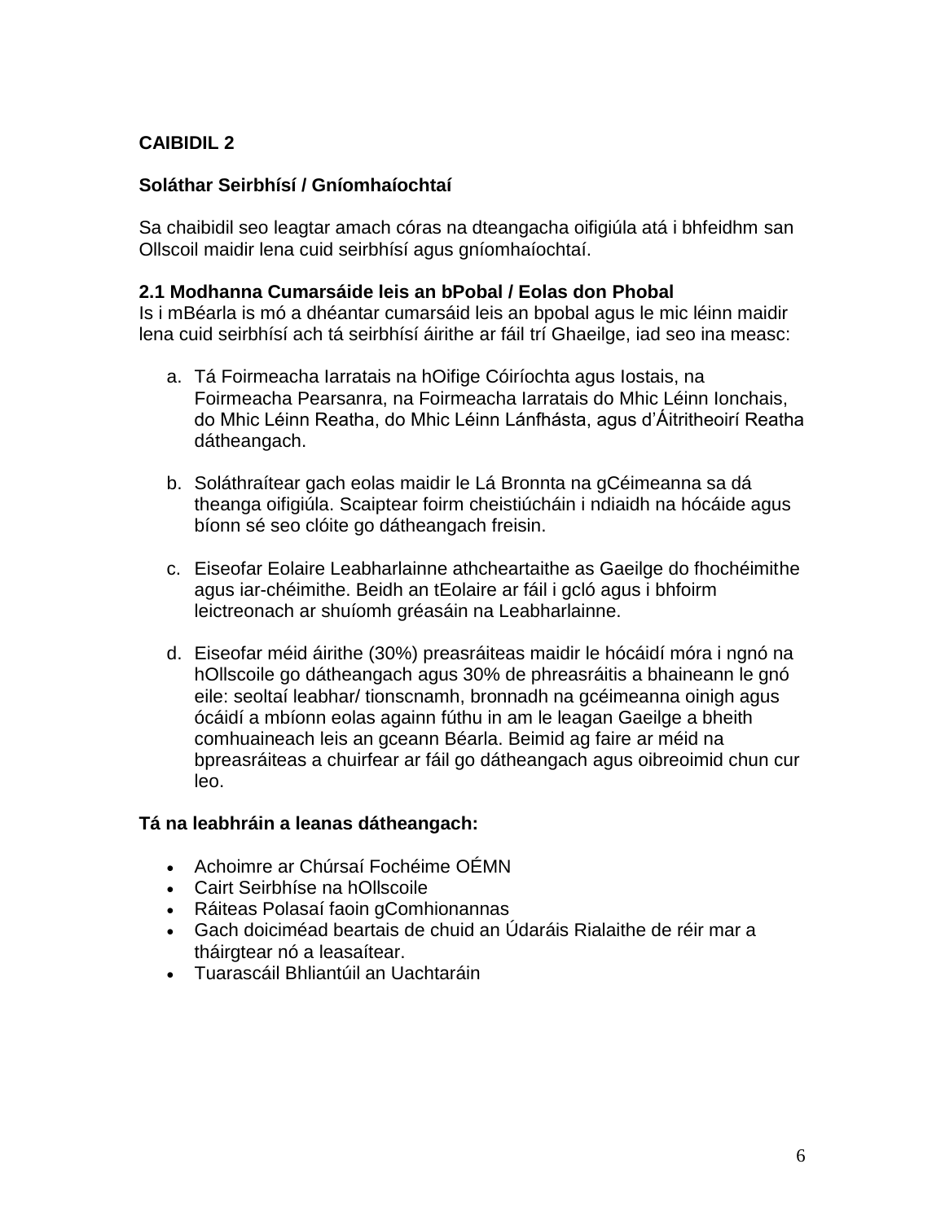# CAIBIDIL 2

## Soláthar Seirbhísí / Gníomhaíochtaí

Sa chaibidil seo leagtar amach córas na dteangacha oifigiúla atá i bhfeidhm san Ollscoil maidir lena cuid seirbhísí agus gníomhaíochtaí.

### 2.1 Modhanna Cumarsáide leis an bPobal / Eolas don Phobal

Is i mBéarla is mó a dhéantar cumarsáid leis an bpobal agus le mic léinn maidir lena cuid seirbhísí ach tá seirbhísí áirithe ar fáil trí Ghaeilge, iad seo ina measc:

a. Tá Foirmeacha Iarratais na hOifige Cóiríochta agus Iostais, na Foirmeacha Pearsanra, na Foirmeacha Iarratais do Mhic Léinn Ionchais, do Mhic Léinn Reatha, do Mhic Léinn Lánfhásta, agus d'Áitritheoirí Reatha dátheangach.

b. Soláthraítear gach eolas maidir le Lá Bronnta na gCéimeanna sa dá theanga oifigiúla. Scaiptear foirm cheistiúcháin i ndiaidh na hócáide agus bíonn sé seo clóite go dátheangach freisin.

c. Eiseofar Eolaire Leabharlainne athcheartaithe as Gaeilge do fhochéimithe agus iar-chéimithe. Beidh an tEolaire ar fáil i gcló agus i bhfoirm leictreonach ar shuíomh gréasáin na Leabharlainne.

d. Eiseofar méid áirithe (30%) preasráiteas maidir le hócáidí móra i ngnó na hOllscoile go dátheangach agus 30% de phreasráitis a bhaineann le gnó eile: seoltaí leabhar/ tionscnamh, bronnadh na gcéimeanna oinigh agus ócáidí a mbíonn eolas againn fúthu in am le leagan Gaeilge a bheith comhuaineach leis an gceann Béarla. Beimid ag faire ar méid na bpreasráiteas a chuirfear ar fáil go dátheangach agus oibreoimid chun cur leo.

**Tá na leabhráin a leanas dátheangach:**

- Achoimre ar Chúrsaí Fochéime OÉMN
- Cairt Seirbhíse na hOllscoile
- Ráiteas Polasaí faoin gComhionannas
- Gach doiciméad beartais de chuid an Údaráis Rialaithe de réir mar a tháirgtear nó a leasaítear.
- Tuarascáil Bhliantúil an Uachtaráin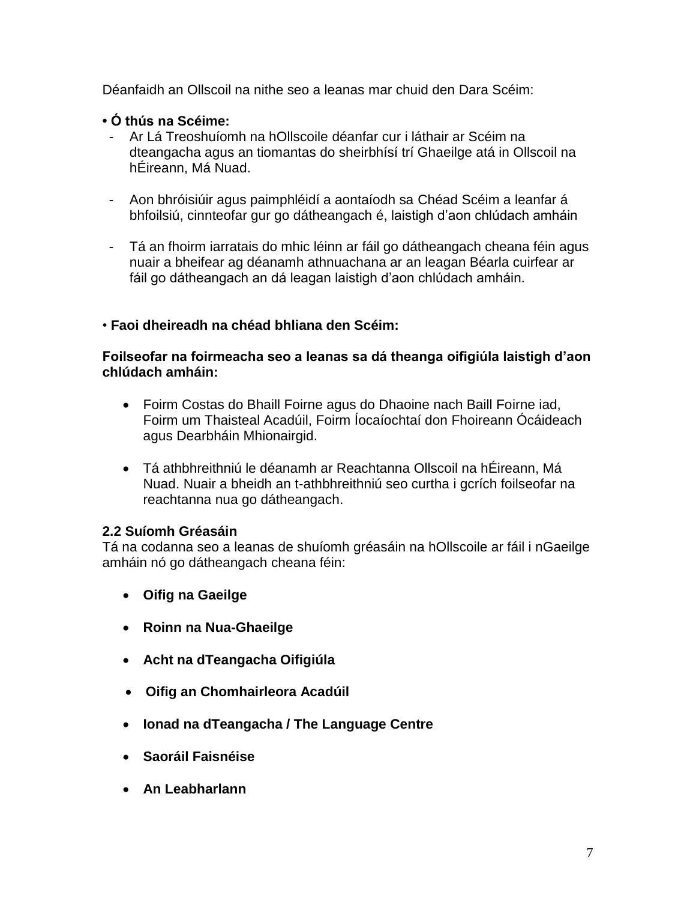Déanfaidh an Ollscoil na nithe seo a leanas mar chuid den Dara Scéim:

**• Ó thús na Scéime:**

- Ar Lá Treoshuíomh na hOllscoile déanfar cur i láthair ar Scéim na dteangacha agus an tiomantas do sheirbhísí trí Ghaeilge atá in Ollscoil na hÉireann, Má Nuad.

- Aon bhróisiúir agus paimphléidí a aontaíodh sa Chéad Scéim a leanfar á bhfoilsiú, cinnteofar gur go dátheangach é, laistigh d'aon chlúdach amháin

- Tá an fhoirm iarratais do mhic léinn ar fáil go dátheangach cheana féin agus nuair a bheifear ag déanamh athnuachana ar an leagan Béarla cuirfear ar fáil go dátheangach an dá leagan laistigh d'aon chlúdach amháin.

• **Faoi dheireadh na chéad bhliana den Scéim:**

**Foilseofar na foirmeacha seo a leanas sa dá theanga oifigiúla laistigh d'aon chlúdach amháin:**

- Foirm Costas do Bhaill Foirne agus do Dhaoine nach Baill Foirne iad, Foirm um Thaisteal Acadúil, Foirm Íocaíochtaí don Fhoireann Ócáideach agus Dearbháin Mhionairgid.

- Tá athbhreithniú le déanamh ar Reachtanna Ollscoil na hÉireann, Má Nuad. Nuair a bheidh an t-athbhreithniú seo curtha i gcrích foilseofar na reachtanna nua go dátheangach.

### 2.2 Suíomh Gréasáin

Tá na codanna seo a leanas de shuíomh gréasáin na hOllscoile ar fáil i nGaeilge amháin nó go dátheangach cheana féin:

- **Oifig na Gaeilge**
- **Roinn na Nua-Ghaeilge**
- **Acht na dTeangacha Oifigiúla**
- **Oifig an Chomhairleora Acadúil**
- **Ionad na dTeangacha / The Language Centre**
- **Saoráil Faisnéise**
- **An Leabharlann**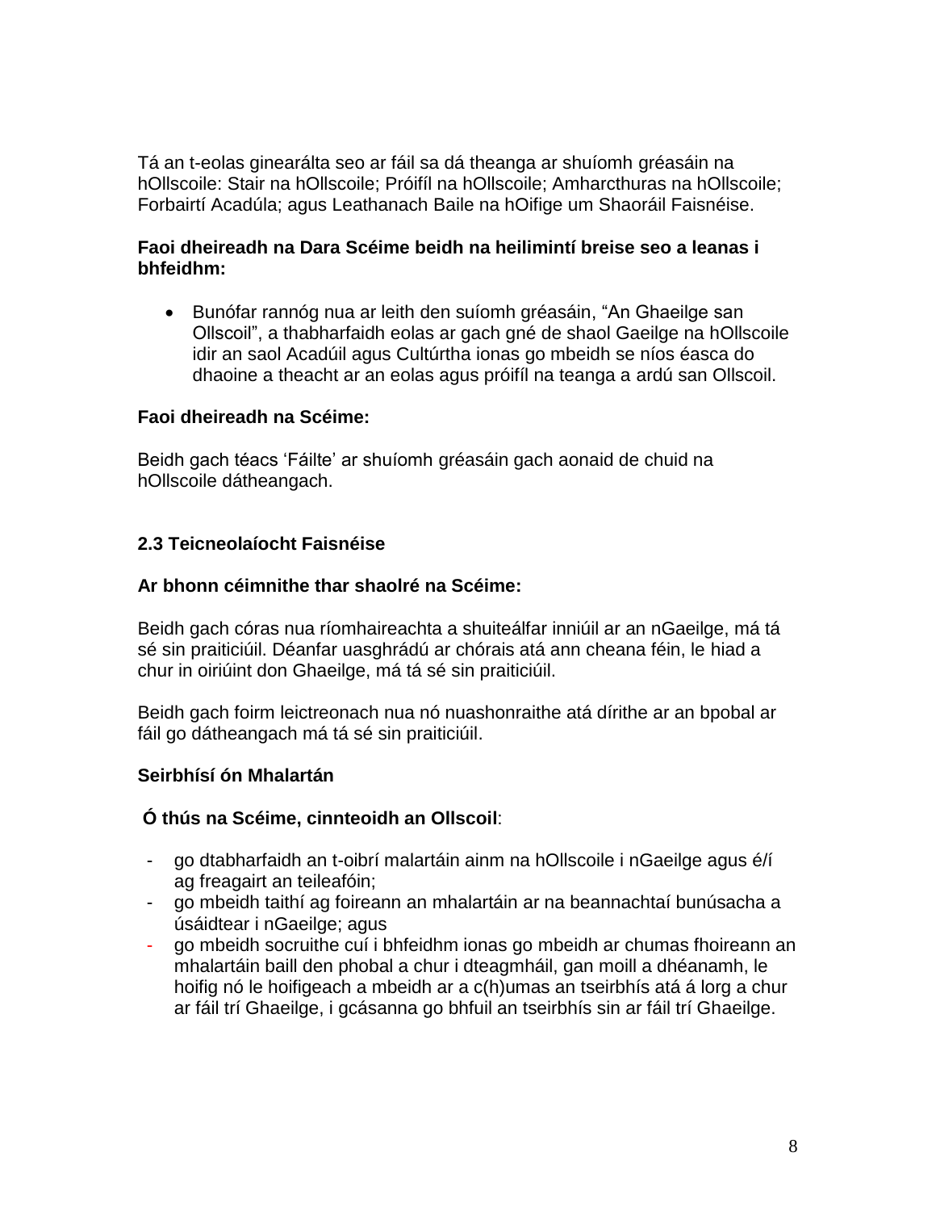Tá an t-eolas ginearálta seo ar fáil sa dá theanga ar shuíomh gréasáin na hOllscoile: Stair na hOllscoile; Próifíl na hOllscoile; Amharcthuras na hOllscoile; Forbairtí Acadúla; agus Leathanach Baile na hOifige um Shaoráil Faisnéise.

**Faoi dheireadh na Dara Scéime beidh na heilimintí breise seo a leanas i bhfeidhm:**

- Bunófar rannóg nua ar leith den suíomh gréasáin, "An Ghaeilge san Ollscoil", a thabharfaidh eolas ar gach gné de shaol Gaeilge na hOllscoile idir an saol Acadúil agus Cultúrtha ionas go mbeidh se níos éasca do dhaoine a theacht ar an eolas agus próifíl na teanga a ardú san Ollscoil.

**Faoi dheireadh na Scéime:**

Beidh gach téacs 'Fáilte' ar shuíomh gréasáin gach aonaid de chuid na hOllscoile dátheangach.

### 2.3 Teicneolaíocht Faisnéise

**Ar bhonn céimnithe thar shaolré na Scéime:**

Beidh gach córas nua ríomhaireachta a shuiteálfar inniúil ar an nGaeilge, má tá sé sin praiticiúil. Déanfar uasghrádú ar chórais atá ann cheana féin, le hiad a chur in oiriúint don Ghaeilge, má tá sé sin praiticiúil.

Beidh gach foirm leictreonach nua nó nuashonraithe atá dírithe ar an bpobal ar fáil go dátheangach má tá sé sin praiticiúil.

**Seirbhísí ón Mhalartán**

**Ó thús na Scéime, cinnteoidh an Ollscoil**:

- go dtabharfaidh an t-oibrí malartáin ainm na hOllscoile i nGaeilge agus é/í ag freagairt an teileafóin;
- go mbeidh taithí ag foireann an mhalartáin ar na beannachtaí bunúsacha a úsáidtear i nGaeilge; agus
- go mbeidh socruithe cuí i bhfeidhm ionas go mbeidh ar chumas fhoireann an mhalartáin baill den phobal a chur i dteagmháil, gan moill a dhéanamh, le hoifig nó le hoifigeach a mbeidh ar a c(h)umas an tseirbhís atá á lorg a chur ar fáil trí Ghaeilge, i gcásanna go bhfuil an tseirbhís sin ar fáil trí Ghaeilge.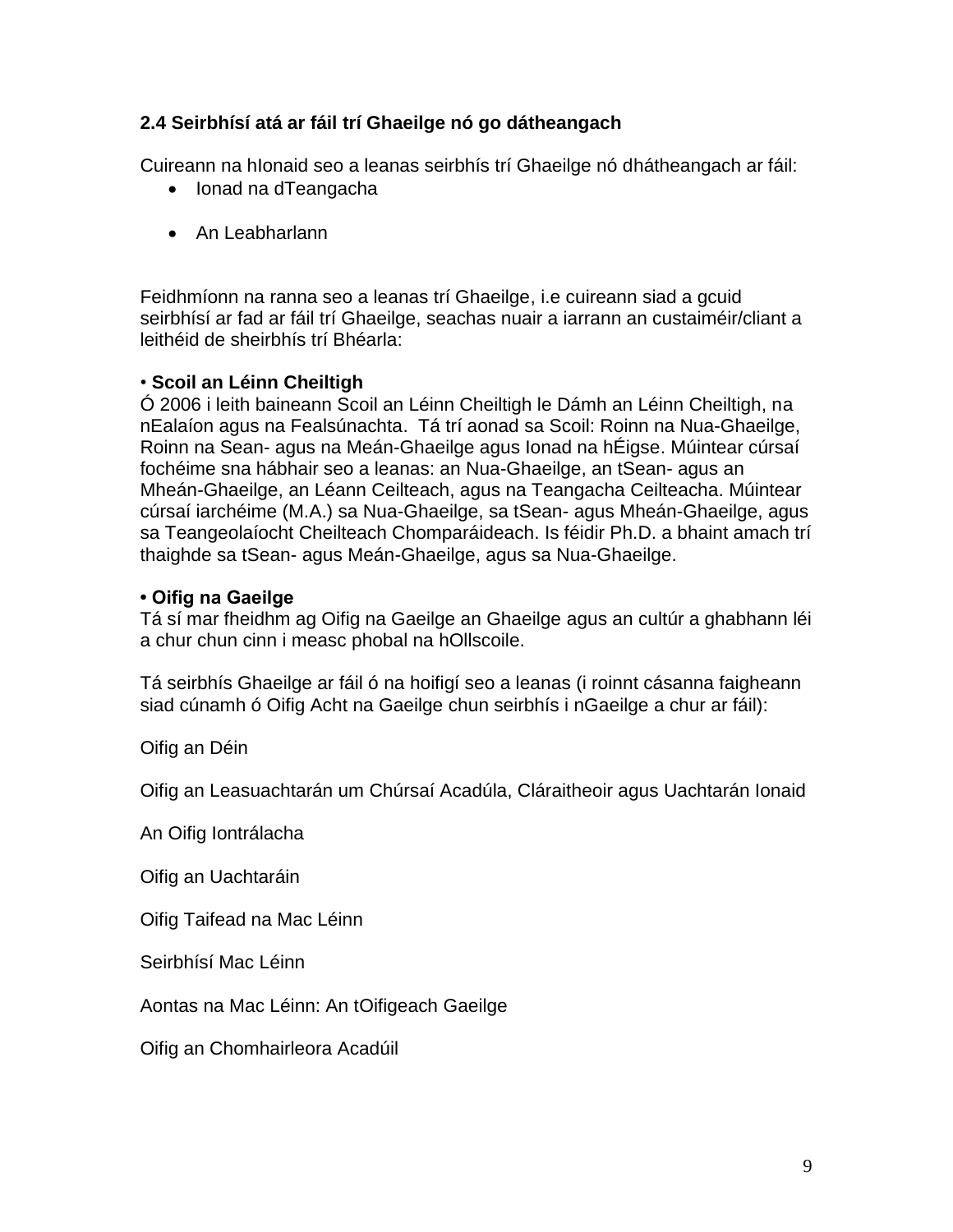### 2.4 Seirbhísí atá ar fáil trí Ghaeilge nó go dátheangach

Cuireann na hIonaid seo a leanas seirbhís trí Ghaeilge nó dhátheangach ar fáil:

- Ionad na dTeangacha
- An Leabharlann

Feidhmíonn na ranna seo a leanas trí Ghaeilge, i.e cuireann siad a gcuid seirbhísí ar fad ar fáil trí Ghaeilge, seachas nuair a iarrann an custaiméir/cliant a leithéid de sheirbhís trí Bhéarla:

• **Scoil an Léinn Cheiltigh**
Ó 2006 i leith baineann Scoil an Léinn Cheiltigh le Dámh an Léinn Cheiltigh, na nEalaíon agus na Fealsúnachta. Tá trí aonad sa Scoil: Roinn na Nua-Ghaeilge, Roinn na Sean- agus na Meán-Ghaeilge agus Ionad na hÉigse. Múintear cúrsaí fochéime sna hábhair seo a leanas: an Nua-Ghaeilge, an tSean- agus an Mheán-Ghaeilge, an Léann Ceilteach, agus na Teangacha Ceilteacha. Múintear cúrsaí iarchéime (M.A.) sa Nua-Ghaeilge, sa tSean- agus Mheán-Ghaeilge, agus sa Teangeolaíocht Cheilteach Chomparáideach. Is féidir Ph.D. a bhaint amach trí thaighde sa tSean- agus Meán-Ghaeilge, agus sa Nua-Ghaeilge.

**• Oifig na Gaeilge**
Tá sí mar fheidhm ag Oifig na Gaeilge an Ghaeilge agus an cultúr a ghabhann léi a chur chun cinn i measc phobal na hOllscoile.

Tá seirbhís Ghaeilge ar fáil ó na hoifigí seo a leanas (i roinnt cásanna faigheann siad cúnamh ó Oifig Acht na Gaeilge chun seirbhís i nGaeilge a chur ar fáil):

Oifig an Déin

Oifig an Leasuachtarán um Chúrsaí Acadúla, Cláraitheoir agus Uachtarán Ionaid

An Oifig Iontrálacha

Oifig an Uachtaráin

Oifig Taifead na Mac Léinn

Seirbhísí Mac Léinn

Aontas na Mac Léinn: An tOifigeach Gaeilge

Oifig an Chomhairleora Acadúil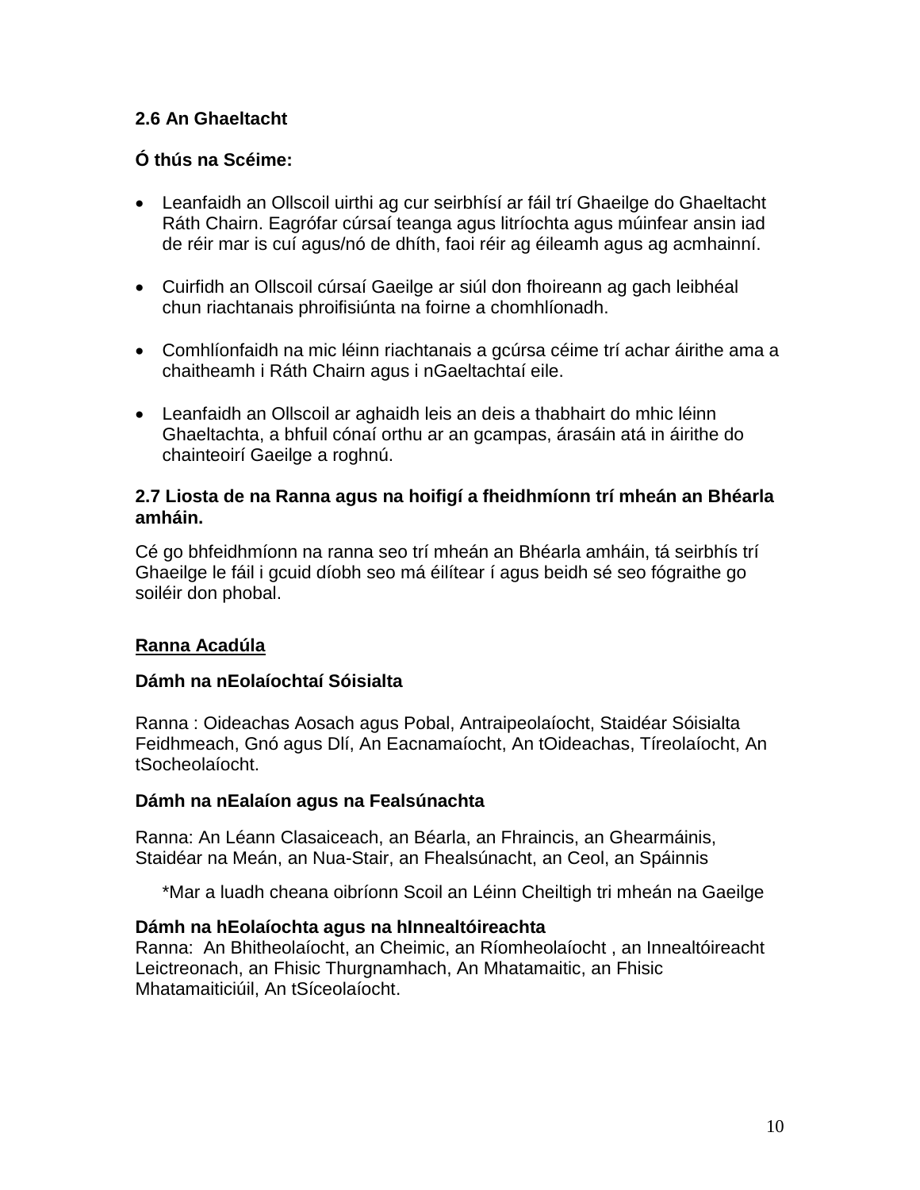### 2.6 An Ghaeltacht

**Ó thús na Scéime:**

- Leanfaidh an Ollscoil uirthi ag cur seirbhísí ar fáil trí Ghaeilge do Ghaeltacht Ráth Chairn. Eagrófar cúrsaí teanga agus litríochta agus múinfear ansin iad de réir mar is cuí agus/nó de dhíth, faoi réir ag éileamh agus ag acmhainní.
- Cuirfidh an Ollscoil cúrsaí Gaeilge ar siúl don fhoireann ag gach leibhéal chun riachtanais phroifisiúnta na foirne a chomhlíonadh.
- Comhlíonfaidh na mic léinn riachtanais a gcúrsa céime trí achar áirithe ama a chaitheamh i Ráth Chairn agus i nGaeltachtaí eile.
- Leanfaidh an Ollscoil ar aghaidh leis an deis a thabhairt do mhic léinn Ghaeltachta, a bhfuil cónaí orthu ar an gcampas, árasáin atá in áirithe do chainteoirí Gaeilge a roghnú.

### 2.7 Liosta de na Ranna agus na hoifigí a fheidhmíonn trí mheán an Bhéarla amháin.

Cé go bhfeidhmíonn na ranna seo trí mheán an Bhéarla amháin, tá seirbhís trí Ghaeilge le fáil i gcuid díobh seo má éilítear í agus beidh sé seo fógraithe go soiléir don phobal.

**<u>Ranna Acadúla</u>**

**Dámh na nEolaíochtaí Sóisialta**

Ranna : Oideachas Aosach agus Pobal, Antraipeolaíocht, Staidéar Sóisialta Feidhmeach, Gnó agus Dlí, An Eacnamaíocht, An tOideachas, Tíreolaíocht, An tSocheolaíocht.

**Dámh na nEalaíon agus na Fealsúnachta**

Ranna: An Léann Clasaiceach, an Béarla, an Fhraincis, an Ghearmáinis, Staidéar na Meán, an Nua-Stair, an Fhealsúnacht, an Ceol, an Spáinnis

*Mar a luadh cheana oibríonn Scoil an Léinn Cheiltigh tri mheán na Gaeilge

**Dámh na hEolaíochta agus na hInnealtóireachta**
Ranna: An Bhitheolaíocht, an Cheimic, an Ríomheolaíocht , an Innealtóireacht Leictreonach, an Fhisic Thurgnamhach, An Mhatamaitic, an Fhisic Mhatamaiticiúil, An tSíceolaíocht.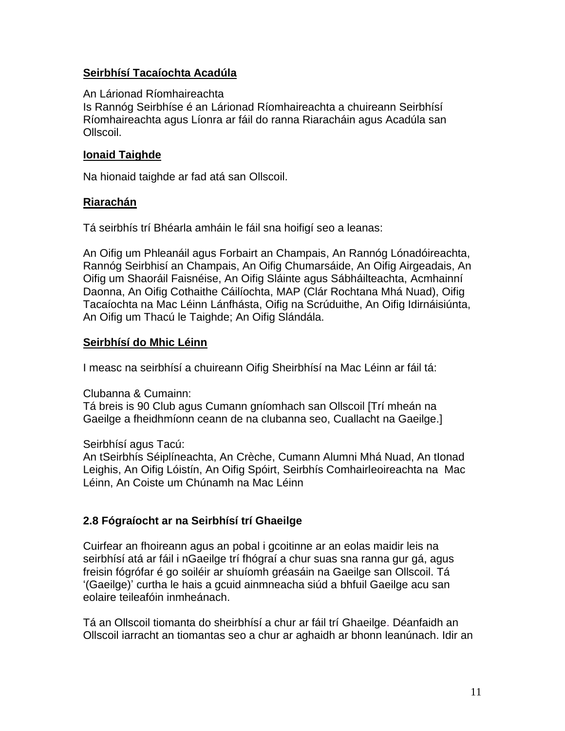**Seirbhísí Tacaíochta Acadúla**

An Lárionad Ríomhaireachta
Is Rannóg Seirbhíse é an Lárionad Ríomhaireachta a chuireann Seirbhísí Ríomhaireachta agus Líonra ar fáil do ranna Riaracháin agus Acadúla san Ollscoil.

**Ionaid Taighde**

Na hionaid taighde ar fad atá san Ollscoil.

**Riarachán**

Tá seirbhís trí Bhéarla amháin le fáil sna hoifigí seo a leanas:

An Oifig um Phleanáil agus Forbairt an Champais, An Rannóg Lónadóireachta, Rannóg Seirbhisí an Champais, An Oifig Chumarsáide, An Oifig Airgeadais, An Oifig um Shaoráil Faisnéise, An Oifig Sláinte agus Sábháilteachta, Acmhainní Daonna, An Oifig Cothaithe Cáilíochta, MAP (Clár Rochtana Mhá Nuad), Oifig Tacaíochta na Mac Léinn Lánfhásta, Oifig na Scrúduithe, An Oifig Idirnáisiúnta, An Oifig um Thacú le Taighde; An Oifig Slándála.

**Seirbhísí do Mhic Léinn**

I measc na seirbhísí a chuireann Oifig Sheirbhísí na Mac Léinn ar fáil tá:

Clubanna & Cumainn:
Tá breis is 90 Club agus Cumann gníomhach san Ollscoil [Trí mheán na Gaeilge a fheidhmíonn ceann de na clubanna seo, Cuallacht na Gaeilge.]

Seirbhísí agus Tacú:
An tSeirbhís Séiplíneachta, An Crèche, Cumann Alumni Mhá Nuad, An tIonad Leighis, An Oifig Lóistín, An Oifig Spóirt, Seirbhís Comhairleoireachta na Mac Léinn, An Coiste um Chúnamh na Mac Léinn

**2.8 Fógraíocht ar na Seirbhísí trí Ghaeilge**

Cuirfear an fhoireann agus an pobal i gcoitinne ar an eolas maidir leis na seirbhísí atá ar fáil i nGaeilge trí fhógraí a chur suas sna ranna gur gá, agus freisin fógrófar é go soiléir ar shuíomh gréasáin na Gaeilge san Ollscoil. Tá '(Gaeilge)' curtha le hais a gcuid ainmneacha siúd a bhfuil Gaeilge acu san eolaire teileafóin inmheánach.

Tá an Ollscoil tiomanta do sheirbhísí a chur ar fáil trí Ghaeilge. Déanfaidh an Ollscoil iarracht an tiomantas seo a chur ar aghaidh ar bhonn leanúnach. Idir an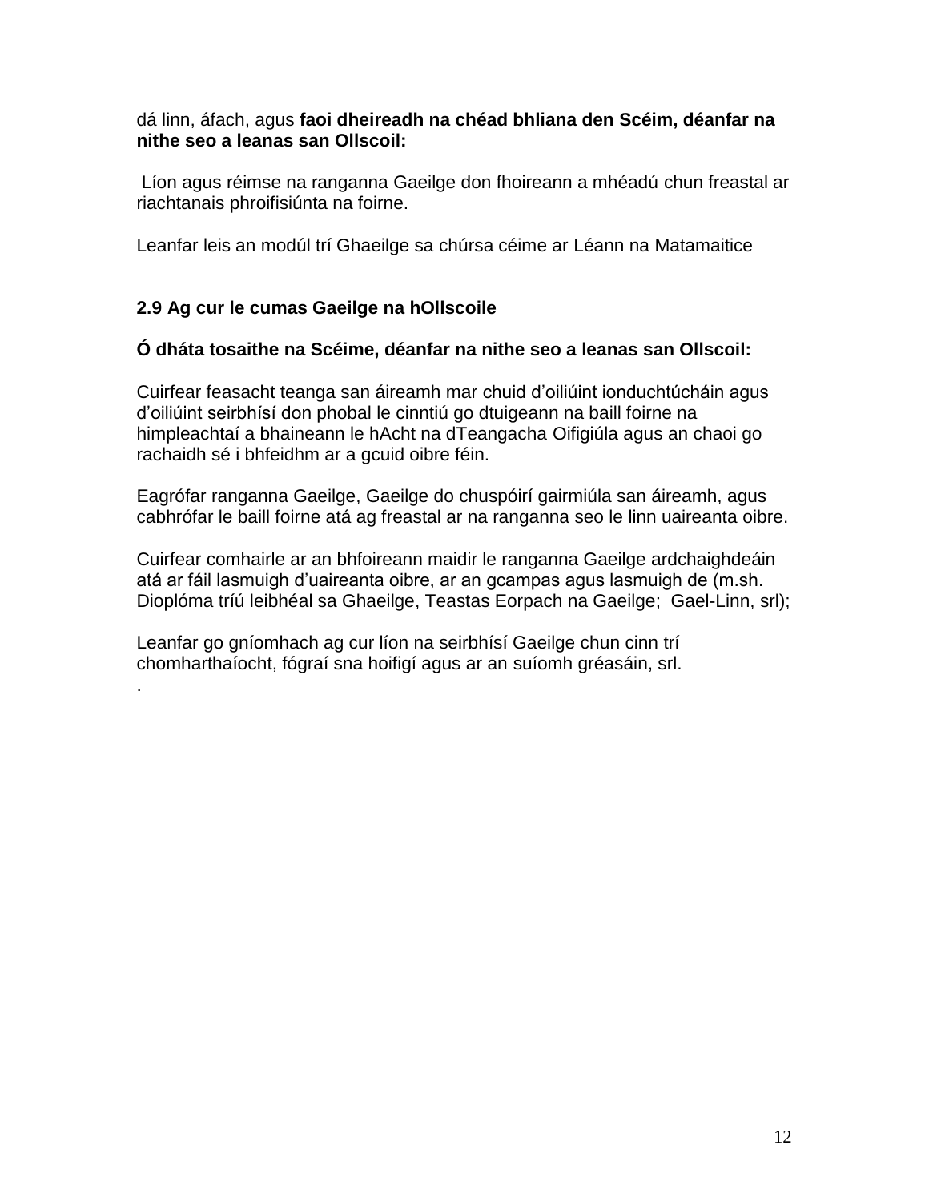dá linn, áfach, agus **faoi dheireadh na chéad bhliana den Scéim, déanfar na nithe seo a leanas san Ollscoil:**

Líon agus réimse na ranganna Gaeilge don fhoireann a mhéadú chun freastal ar riachtanais phroifisiúnta na foirne.

Leanfar leis an modúl trí Ghaeilge sa chúrsa céime ar Léann na Matamaitice

### 2.9 Ag cur le cumas Gaeilge na hOllscoile

**Ó dháta tosaithe na Scéime, déanfar na nithe seo a leanas san Ollscoil:**

Cuirfear feasacht teanga san áireamh mar chuid d'oiliúint ionduchtúcháin agus d'oiliúint seirbhísí don phobal le cinntiú go dtuigeann na baill foirne na himpleachtaí a bhaineann le hAcht na dTeangacha Oifigiúla agus an chaoi go rachaidh sé i bhfeidhm ar a gcuid oibre féin.

Eagrófar ranganna Gaeilge, Gaeilge do chuspóirí gairmiúla san áireamh, agus cabhrófar le baill foirne atá ag freastal ar na ranganna seo le linn uaireanta oibre.

Cuirfear comhairle ar an bhfoireann maidir le ranganna Gaeilge ardchaighdeáin atá ar fáil lasmuigh d'uaireanta oibre, ar an gcampas agus lasmuigh de (m.sh. Dioplóma tríú leibhéal sa Ghaeilge, Teastas Eorpach na Gaeilge; Gael-Linn, srl);

Leanfar go gníomhach ag cur líon na seirbhísí Gaeilge chun cinn trí chomharthaíocht, fógraí sna hoifigí agus ar an suíomh gréasáin, srl.

.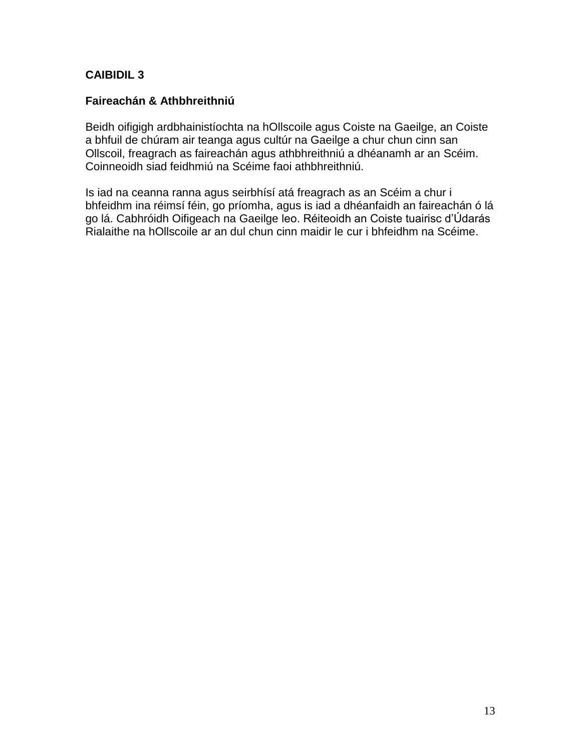**CAIBIDIL 3**

**Faireachán & Athbhreithniú**

Beidh oifigigh ardbhainistíochta na hOllscoile agus Coiste na Gaeilge, an Coiste a bhfuil de chúram air teanga agus cultúr na Gaeilge a chur chun cinn san Ollscoil, freagrach as faireachán agus athbhreithniú a dhéanamh ar an Scéim. Coinneoidh siad feidhmiú na Scéime faoi athbhreithniú.

Is iad na ceanna ranna agus seirbhísí atá freagrach as an Scéim a chur i bhfeidhm ina réimsí féin, go príomha, agus is iad a dhéanfaidh an faireachán ó lá go lá. Cabhróidh Oifigeach na Gaeilge leo. Réiteoidh an Coiste tuairisc d'Údarás Rialaithe na hOllscoile ar an dul chun cinn maidir le cur i bhfeidhm na Scéime.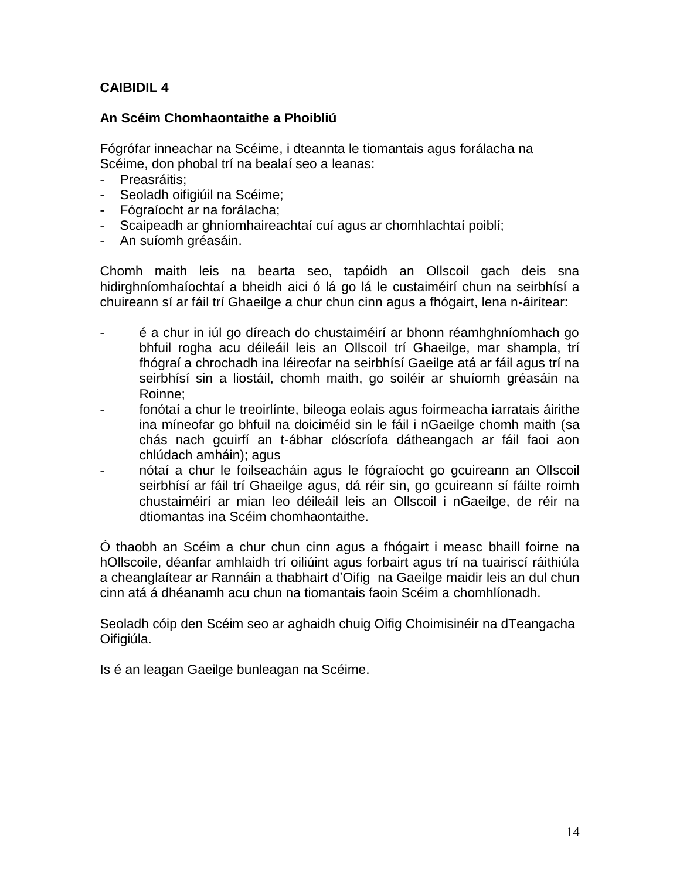**CAIBIDIL 4**

**An Scéim Chomhaontaithe a Phoibliú**

Fógrófar inneachar na Scéime, i dteannta le tiomantais agus forálacha na Scéime, don phobal trí na bealaí seo a leanas:

- Preasráitis;
- Seoladh oifigiúil na Scéime;
- Fógraíocht ar na forálacha;
- Scaipeadh ar ghníomhaireachtaí cuí agus ar chomhlachtaí poiblí;
- An suíomh gréasáin.

Chomh maith leis na bearta seo, tapóidh an Ollscoil gach deis sna hidirghníomhaíochtaí a bheidh aici ó lá go lá le custaiméirí chun na seirbhísí a chuireann sí ar fáil trí Ghaeilge a chur chun cinn agus a fhógairt, lena n-áirítear:

- é a chur in iúl go díreach do chustaiméirí ar bhonn réamhghníomhach go bhfuil rogha acu déileáil leis an Ollscoil trí Ghaeilge, mar shampla, trí fhógraí a chrochadh ina léireofar na seirbhísí Gaeilge atá ar fáil agus trí na seirbhísí sin a liostáil, chomh maith, go soiléir ar shuíomh gréasáin na Roinne;
- fonótaí a chur le treoirlínte, bileoga eolais agus foirmeacha iarratais áirithe ina míneofar go bhfuil na doiciméid sin le fáil i nGaeilge chomh maith (sa chás nach gcuirfí an t-ábhar clóscríofa dátheangach ar fáil faoi aon chlúdach amháin); agus
- nótaí a chur le foilseacháin agus le fógraíocht go gcuireann an Ollscoil seirbhísí ar fáil trí Ghaeilge agus, dá réir sin, go gcuireann sí fáilte roimh chustaiméirí ar mian leo déileáil leis an Ollscoil i nGaeilge, de réir na dtiomantas ina Scéim chomhaontaithe.

Ó thaobh an Scéim a chur chun cinn agus a fhógairt i measc bhaill foirne na hOllscoile, déanfar amhlaidh trí oiliúint agus forbairt agus trí na tuairiscí ráithiúla a cheanglaítear ar Rannáin a thabhairt d’Oifig na Gaeilge maidir leis an dul chun cinn atá á dhéanamh acu chun na tiomantais faoin Scéim a chomhlíonadh.

Seoladh cóip den Scéim seo ar aghaidh chuig Oifig Choimisinéir na dTeangacha Oifigiúla.

Is é an leagan Gaeilge bunleagan na Scéime.